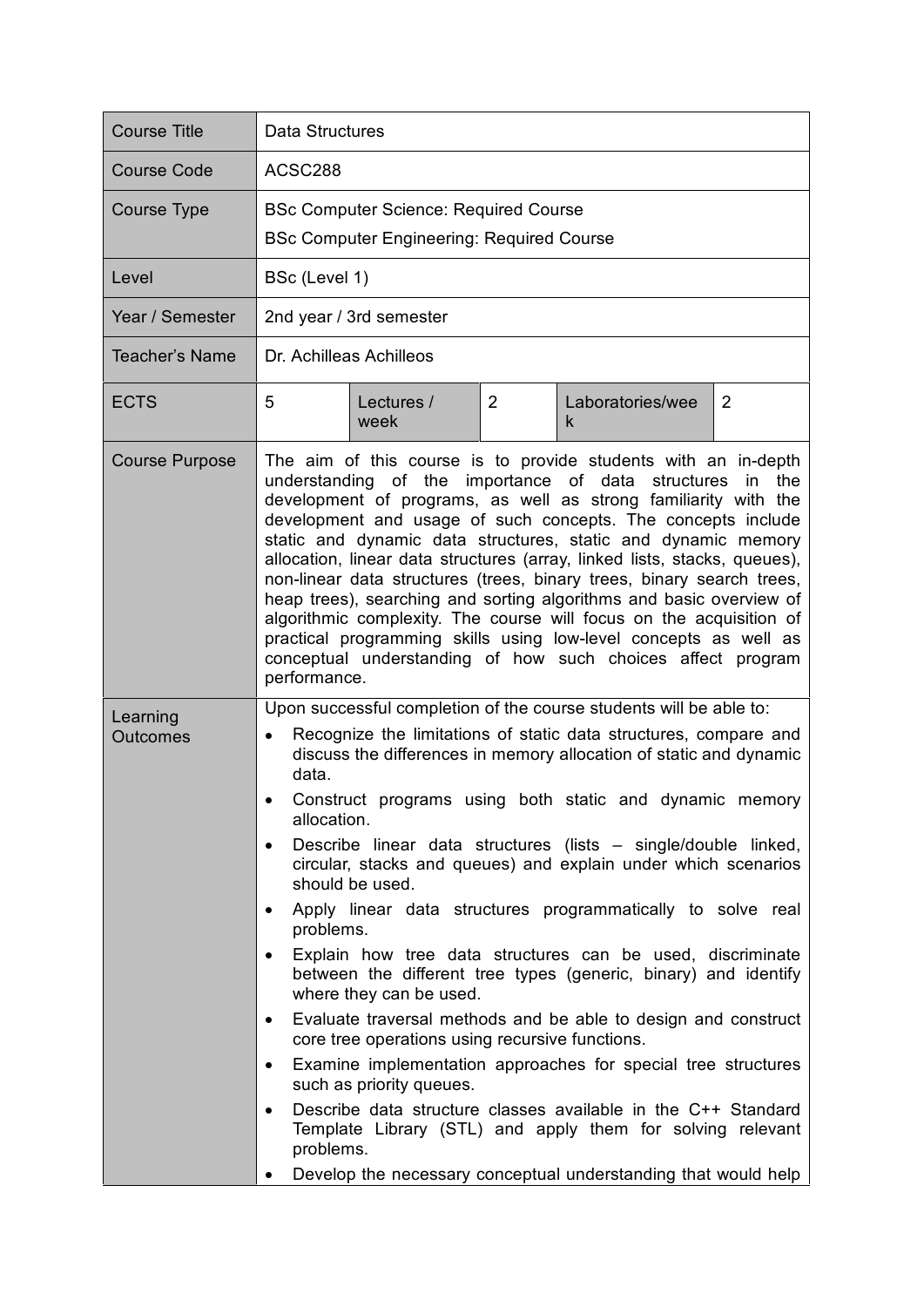| Course Title | Data Structures | | | | |
|---|---|---|---|---|---|
| Course Code | ACSC288 | | | | |
| Course Type | BSc Computer Science: Required Course<br>BSc Computer Engineering: Required Course | | | | |
| Level | BSc (Level 1) | | | | |
| Year / Semester | 2nd year / 3rd semester | | | | |
| Teacher's Name | Dr. Achilleas Achilleos | | | | |
| ECTS | 5 | Lectures / week | 2 | Laboratories/week | 2 |
| Course Purpose | The aim of this course is to provide students with an in-depth understanding of the importance of data structures in the development of programs, as well as strong familiarity with the development and usage of such concepts. The concepts include static and dynamic data structures, static and dynamic memory allocation, linear data structures (array, linked lists, stacks, queues), non-linear data structures (trees, binary trees, binary search trees, heap trees), searching and sorting algorithms and basic overview of algorithmic complexity. The course will focus on the acquisition of practical programming skills using low-level concepts as well as conceptual understanding of how such choices affect program performance. | | | | |
| Learning Outcomes | Upon successful completion of the course students will be able to:<br>• Recognize the limitations of static data structures, compare and discuss the differences in memory allocation of static and dynamic data.<br>• Construct programs using both static and dynamic memory allocation.<br>• Describe linear data structures (lists – single/double linked, circular, stacks and queues) and explain under which scenarios should be used.<br>• Apply linear data structures programmatically to solve real problems.<br>• Explain how tree data structures can be used, discriminate between the different tree types (generic, binary) and identify where they can be used.<br>• Evaluate traversal methods and be able to design and construct core tree operations using recursive functions.<br>• Examine implementation approaches for special tree structures such as priority queues.<br>• Describe data structure classes available in the C++ Standard Template Library (STL) and apply them for solving relevant problems.<br>• Develop the necessary conceptual understanding that would help | | | | |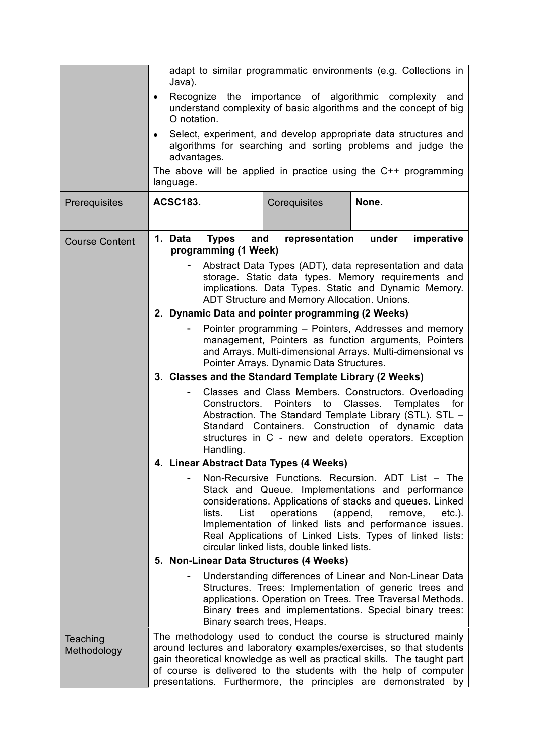| | | | |
|---|---|---|---|
| | adapt to similar programmatic environments (e.g. Collections in Java).<br>• Recognize the importance of algorithmic complexity and understand complexity of basic algorithms and the concept of big O notation.<br>• Select, experiment, and develop appropriate data structures and algorithms for searching and sorting problems and judge the advantages.<br>The above will be applied in practice using the C++ programming language. | | |
| Prerequisites | **ACSC183.** | Corequisites | **None.** |
| Course Content | **1. Data Types and representation under imperative programming (1 Week)**<br>- Abstract Data Types (ADT), data representation and data storage. Static data types. Memory requirements and implications. Data Types. Static and Dynamic Memory. ADT Structure and Memory Allocation. Unions.<br>**2. Dynamic Data and pointer programming (2 Weeks)**<br>- Pointer programming – Pointers, Addresses and memory management, Pointers as function arguments, Pointers and Arrays. Multi-dimensional Arrays. Multi-dimensional vs Pointer Arrays. Dynamic Data Structures.<br>**3. Classes and the Standard Template Library (2 Weeks)**<br>- Classes and Class Members. Constructors. Overloading Constructors. Pointers to Classes. Templates for Abstraction. The Standard Template Library (STL). STL – Standard Containers. Construction of dynamic data structures in C - new and delete operators. Exception Handling.<br>**4. Linear Abstract Data Types (4 Weeks)**<br>- Non-Recursive Functions. Recursion. ADT List – The Stack and Queue. Implementations and performance considerations. Applications of stacks and queues. Linked lists. List operations (append, remove, etc.). Implementation of linked lists and performance issues. Real Applications of Linked Lists. Types of linked lists: circular linked lists, double linked lists.<br>**5. Non-Linear Data Structures (4 Weeks)**<br>- Understanding differences of Linear and Non-Linear Data Structures. Trees: Implementation of generic trees and applications. Operation on Trees. Tree Traversal Methods. Binary trees and implementations. Special binary trees: Binary search trees, Heaps. | | |
| Teaching Methodology | The methodology used to conduct the course is structured mainly around lectures and laboratory examples/exercises, so that students gain theoretical knowledge as well as practical skills. The taught part of course is delivered to the students with the help of computer presentations. Furthermore, the principles are demonstrated by | | |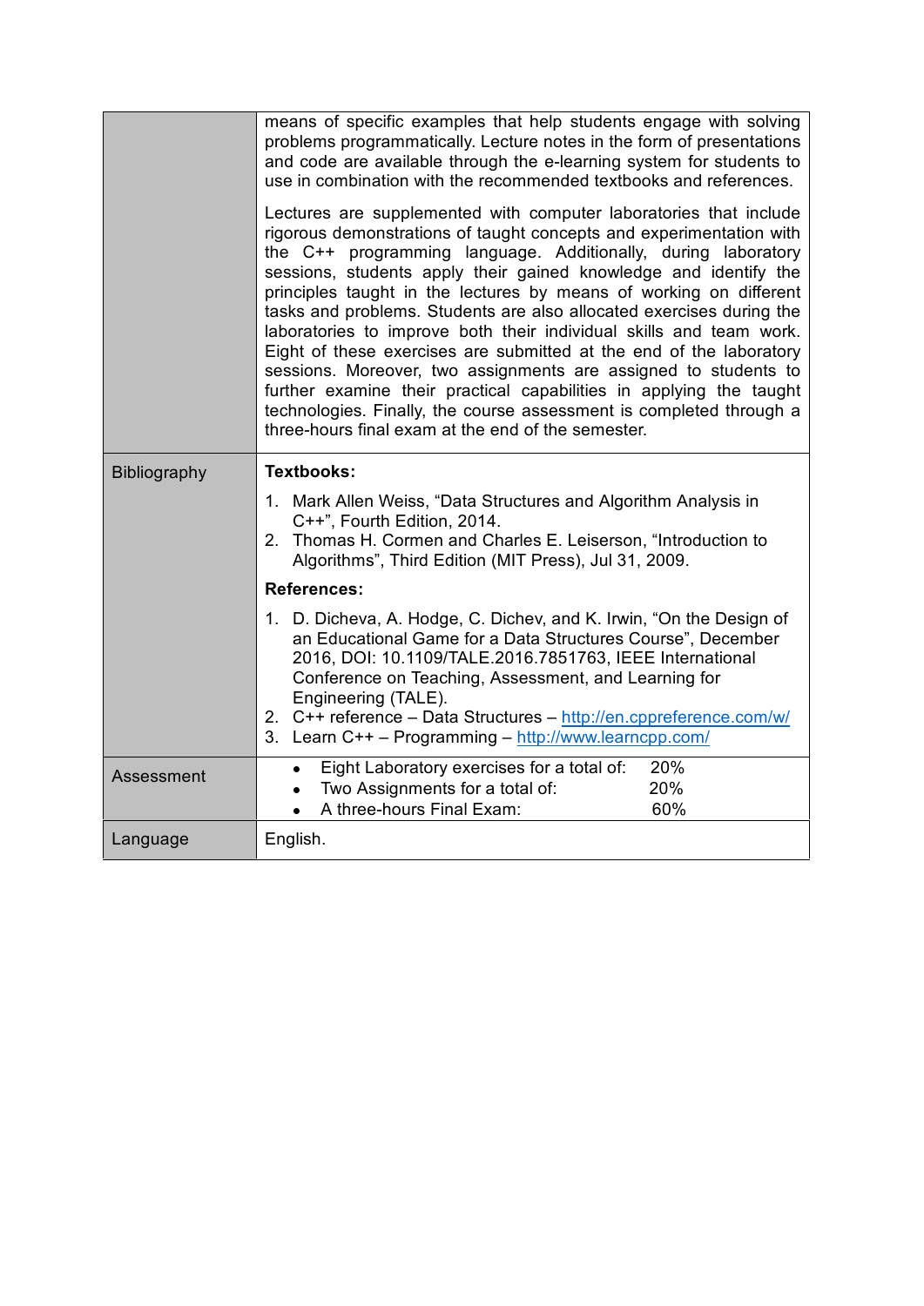| | |
|---|---|
| | means of specific examples that help students engage with solving problems programmatically. Lecture notes in the form of presentations and code are available through the e-learning system for students to use in combination with the recommended textbooks and references.<br><br>Lectures are supplemented with computer laboratories that include rigorous demonstrations of taught concepts and experimentation with the C++ programming language. Additionally, during laboratory sessions, students apply their gained knowledge and identify the principles taught in the lectures by means of working on different tasks and problems. Students are also allocated exercises during the laboratories to improve both their individual skills and team work. Eight of these exercises are submitted at the end of the laboratory sessions. Moreover, two assignments are assigned to students to further examine their practical capabilities in applying the taught technologies. Finally, the course assessment is completed through a three-hours final exam at the end of the semester. |
| Bibliography | **Textbooks:**<br><br>1. Mark Allen Weiss, "Data Structures and Algorithm Analysis in C++", Fourth Edition, 2014.<br>2. Thomas H. Cormen and Charles E. Leiserson, "Introduction to Algorithms", Third Edition (MIT Press), Jul 31, 2009.<br><br>**References:**<br><br>1. D. Dicheva, A. Hodge, C. Dichev, and K. Irwin, "On the Design of an Educational Game for a Data Structures Course", December 2016, DOI: 10.1109/TALE.2016.7851763, IEEE International Conference on Teaching, Assessment, and Learning for Engineering (TALE).<br>2. C++ reference – Data Structures – http://en.cppreference.com/w/<br>3. Learn C++ – Programming – http://www.learncpp.com/ |
| Assessment | • Eight Laboratory exercises for a total of: 20%<br>• Two Assignments for a total of: 20%<br>• A three-hours Final Exam: 60% |
| Language | English. |